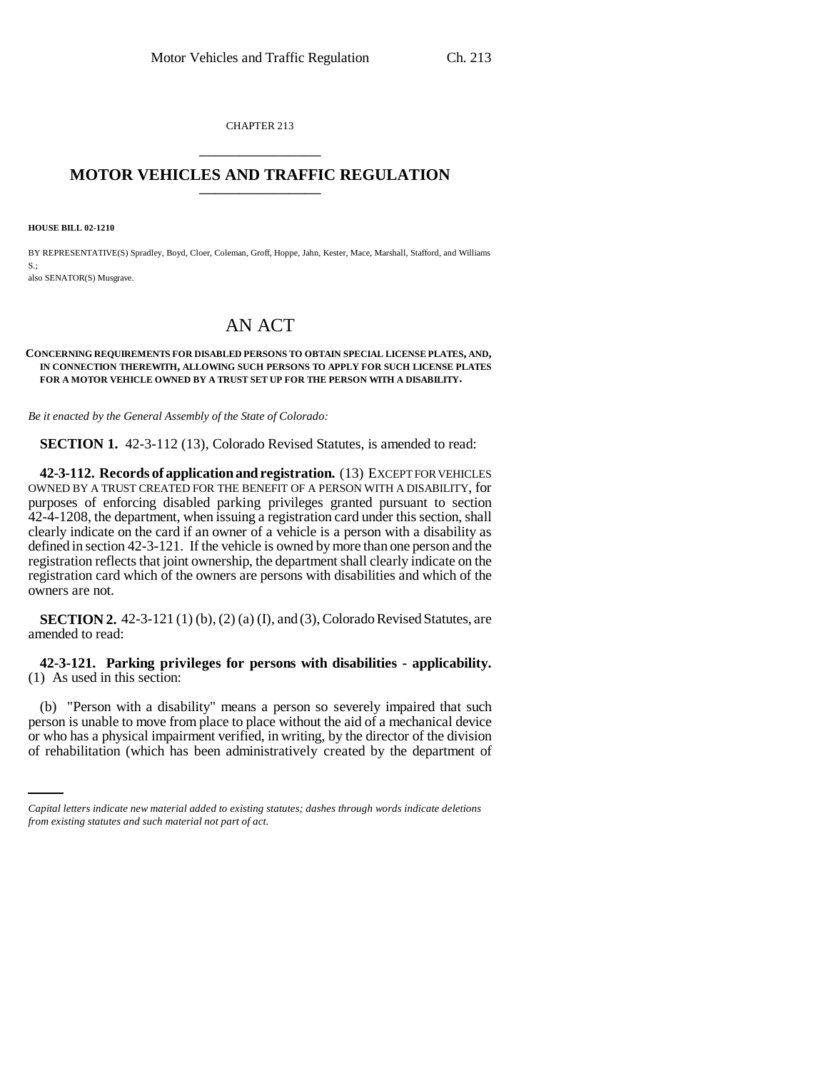CHAPTER 213

# MOTOR VEHICLES AND TRAFFIC REGULATION

**HOUSE BILL 02-1210**

BY REPRESENTATIVE(S) Spradley, Boyd, Cloer, Coleman, Groff, Hoppe, Jahn, Kester, Mace, Marshall, Stafford, and Williams S.;
also SENATOR(S) Musgrave.

# AN ACT

**CONCERNING REQUIREMENTS FOR DISABLED PERSONS TO OBTAIN SPECIAL LICENSE PLATES, AND, IN CONNECTION THEREWITH, ALLOWING SUCH PERSONS TO APPLY FOR SUCH LICENSE PLATES FOR A MOTOR VEHICLE OWNED BY A TRUST SET UP FOR THE PERSON WITH A DISABILITY.**

*Be it enacted by the General Assembly of the State of Colorado:*

**SECTION 1.** 42-3-112 (13), Colorado Revised Statutes, is amended to read:

**42-3-112. Records of application and registration.** (13) EXCEPT FOR VEHICLES OWNED BY A TRUST CREATED FOR THE BENEFIT OF A PERSON WITH A DISABILITY, for purposes of enforcing disabled parking privileges granted pursuant to section 42-4-1208, the department, when issuing a registration card under this section, shall clearly indicate on the card if an owner of a vehicle is a person with a disability as defined in section 42-3-121. If the vehicle is owned by more than one person and the registration reflects that joint ownership, the department shall clearly indicate on the registration card which of the owners are persons with disabilities and which of the owners are not.

**SECTION 2.** 42-3-121 (1) (b), (2) (a) (I), and (3), Colorado Revised Statutes, are amended to read:

**42-3-121. Parking privileges for persons with disabilities - applicability.** (1) As used in this section:

(b) "Person with a disability" means a person so severely impaired that such person is unable to move from place to place without the aid of a mechanical device or who has a physical impairment verified, in writing, by the director of the division of rehabilitation (which has been administratively created by the department of

*Capital letters indicate new material added to existing statutes; dashes through words indicate deletions from existing statutes and such material not part of act.*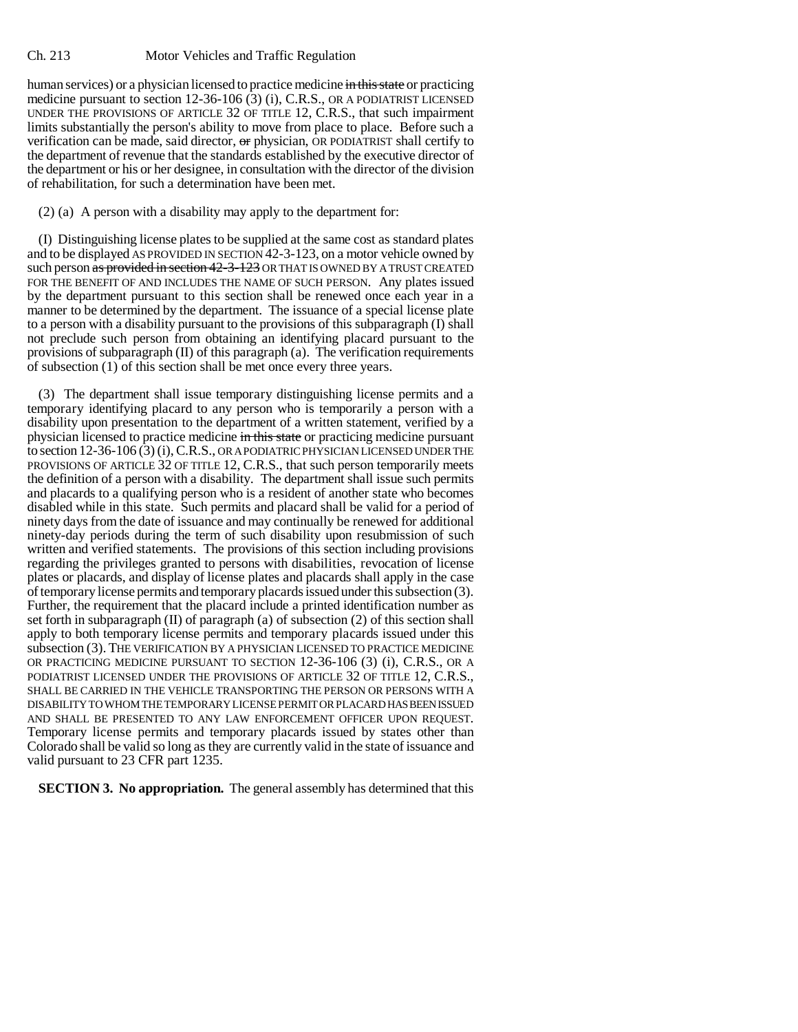human services) or a physician licensed to practice medicine in this state or practicing medicine pursuant to section 12-36-106 (3) (i), C.R.S., OR A PODIATRIST LICENSED UNDER THE PROVISIONS OF ARTICLE 32 OF TITLE 12, C.R.S., that such impairment limits substantially the person's ability to move from place to place. Before such a verification can be made, said director, or physician, OR PODIATRIST shall certify to the department of revenue that the standards established by the executive director of the department or his or her designee, in consultation with the director of the division of rehabilitation, for such a determination have been met.

(2) (a) A person with a disability may apply to the department for:

(I) Distinguishing license plates to be supplied at the same cost as standard plates and to be displayed AS PROVIDED IN SECTION 42-3-123, on a motor vehicle owned by such person as provided in section 42-3-123 OR THAT IS OWNED BY A TRUST CREATED FOR THE BENEFIT OF AND INCLUDES THE NAME OF SUCH PERSON. Any plates issued by the department pursuant to this section shall be renewed once each year in a manner to be determined by the department. The issuance of a special license plate to a person with a disability pursuant to the provisions of this subparagraph (I) shall not preclude such person from obtaining an identifying placard pursuant to the provisions of subparagraph (II) of this paragraph (a). The verification requirements of subsection (1) of this section shall be met once every three years.

(3) The department shall issue temporary distinguishing license permits and a temporary identifying placard to any person who is temporarily a person with a disability upon presentation to the department of a written statement, verified by a physician licensed to practice medicine in this state or practicing medicine pursuant to section 12-36-106 (3) (i), C.R.S., OR A PODIATRIC PHYSICIAN LICENSED UNDER THE PROVISIONS OF ARTICLE 32 OF TITLE 12, C.R.S., that such person temporarily meets the definition of a person with a disability. The department shall issue such permits and placards to a qualifying person who is a resident of another state who becomes disabled while in this state. Such permits and placard shall be valid for a period of ninety days from the date of issuance and may continually be renewed for additional ninety-day periods during the term of such disability upon resubmission of such written and verified statements. The provisions of this section including provisions regarding the privileges granted to persons with disabilities, revocation of license plates or placards, and display of license plates and placards shall apply in the case of temporary license permits and temporary placards issued under this subsection (3). Further, the requirement that the placard include a printed identification number as set forth in subparagraph (II) of paragraph (a) of subsection (2) of this section shall apply to both temporary license permits and temporary placards issued under this subsection (3). THE VERIFICATION BY A PHYSICIAN LICENSED TO PRACTICE MEDICINE OR PRACTICING MEDICINE PURSUANT TO SECTION 12-36-106 (3) (i), C.R.S., OR A PODIATRIST LICENSED UNDER THE PROVISIONS OF ARTICLE 32 OF TITLE 12, C.R.S., SHALL BE CARRIED IN THE VEHICLE TRANSPORTING THE PERSON OR PERSONS WITH A DISABILITY TO WHOM THE TEMPORARY LICENSE PERMIT OR PLACARD HAS BEEN ISSUED AND SHALL BE PRESENTED TO ANY LAW ENFORCEMENT OFFICER UPON REQUEST. Temporary license permits and temporary placards issued by states other than Colorado shall be valid so long as they are currently valid in the state of issuance and valid pursuant to 23 CFR part 1235.

**SECTION 3. No appropriation.** The general assembly has determined that this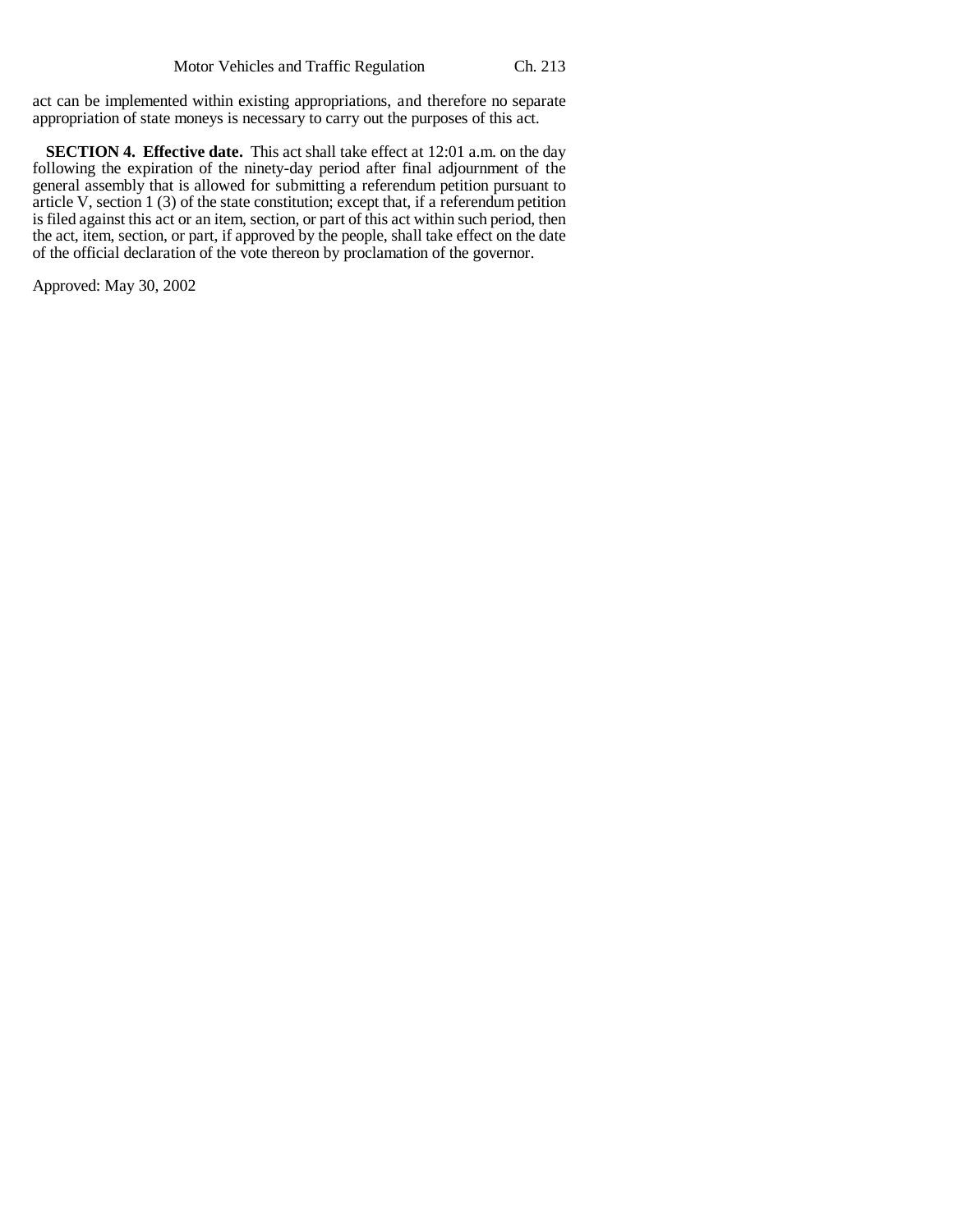act can be implemented within existing appropriations, and therefore no separate appropriation of state moneys is necessary to carry out the purposes of this act.

**SECTION 4. Effective date.** This act shall take effect at 12:01 a.m. on the day following the expiration of the ninety-day period after final adjournment of the general assembly that is allowed for submitting a referendum petition pursuant to article V, section 1 (3) of the state constitution; except that, if a referendum petition is filed against this act or an item, section, or part of this act within such period, then the act, item, section, or part, if approved by the people, shall take effect on the date of the official declaration of the vote thereon by proclamation of the governor.

Approved: May 30, 2002